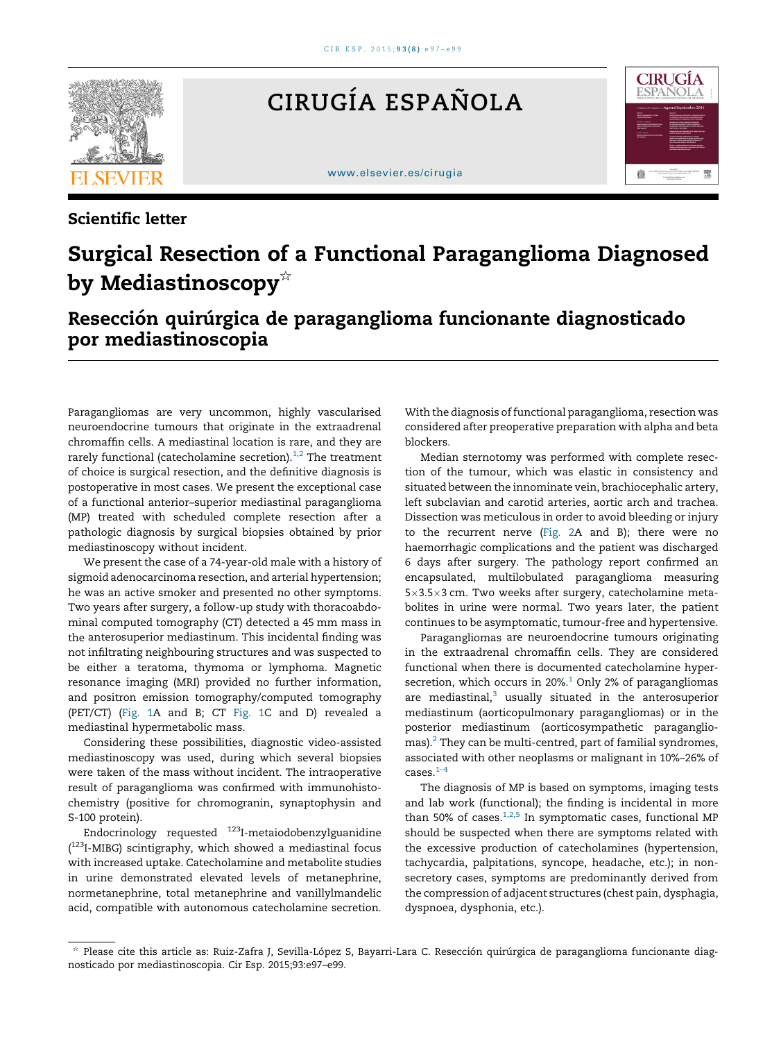Scientific letter

# Surgical Resection of a Functional Paraganglioma Diagnosed by Mediastinoscopy☆

## Resección quirúrgica de paraganglioma funcionante diagnosticado por mediastinoscopia

Paragangliomas are very uncommon, highly vascularised neuroendocrine tumours that originate in the extraadrenal chromaffin cells. A mediastinal location is rare, and they are rarely functional (catecholamine secretion).[1,2] The treatment of choice is surgical resection, and the definitive diagnosis is postoperative in most cases. We present the exceptional case of a functional anterior–superior mediastinal paraganglioma (MP) treated with scheduled complete resection after a pathologic diagnosis by surgical biopsies obtained by prior mediastinoscopy without incident.

We present the case of a 74-year-old male with a history of sigmoid adenocarcinoma resection, and arterial hypertension; he was an active smoker and presented no other symptoms. Two years after surgery, a follow-up study with thoracoabdominal computed tomography (CT) detected a 45 mm mass in the anterosuperior mediastinum. This incidental finding was not infiltrating neighbouring structures and was suspected to be either a teratoma, thymoma or lymphoma. Magnetic resonance imaging (MRI) provided no further information, and positron emission tomography/computed tomography (PET/CT) (Fig. 1A and B; CT Fig. 1C and D) revealed a mediastinal hypermetabolic mass.

Considering these possibilities, diagnostic video-assisted mediastinoscopy was used, during which several biopsies were taken of the mass without incident. The intraoperative result of paraganglioma was confirmed with immunohistochemistry (positive for chromogranin, synaptophysin and S-100 protein).

Endocrinology requested $^{123}$I-metaiodobenzylguanidine ($^{123}$I-MIBG) scintigraphy, which showed a mediastinal focus with increased uptake. Catecholamine and metabolite studies in urine demonstrated elevated levels of metanephrine, normetanephrine, total metanephrine and vanillylmandelic acid, compatible with autonomous catecholamine secretion. With the diagnosis of functional paraganglioma, resection was considered after preoperative preparation with alpha and beta blockers.

Median sternotomy was performed with complete resection of the tumour, which was elastic in consistency and situated between the innominate vein, brachiocephalic artery, left subclavian and carotid arteries, aortic arch and trachea. Dissection was meticulous in order to avoid bleeding or injury to the recurrent nerve (Fig. 2A and B); there were no haemorrhagic complications and the patient was discharged 6 days after surgery. The pathology report confirmed an encapsulated, multilobulated paraganglioma measuring 5×3.5×3 cm. Two weeks after surgery, catecholamine metabolites in urine were normal. Two years later, the patient continues to be asymptomatic, tumour-free and hypertensive.

Paragangliomas are neuroendocrine tumours originating in the extraadrenal chromaffin cells. They are considered functional when there is documented catecholamine hypersecretion, which occurs in 20%.[1] Only 2% of paragangliomas are mediastinal,[3] usually situated in the anterosuperior mediastinum (aorticopulmonary paragangliomas) or in the posterior mediastinum (aorticosympathetic paragangliomas).[2] They can be multi-centred, part of familial syndromes, associated with other neoplasms or malignant in 10%–26% of cases.[1–4]

The diagnosis of MP is based on symptoms, imaging tests and lab work (functional); the finding is incidental in more than 50% of cases.[1,2,5] In symptomatic cases, functional MP should be suspected when there are symptoms related with the excessive production of catecholamines (hypertension, tachycardia, palpitations, syncope, headache, etc.); in non-secretory cases, symptoms are predominantly derived from the compression of adjacent structures (chest pain, dysphagia, dyspnoea, dysphonia, etc.).

☆ Please cite this article as: Ruiz-Zafra J, Sevilla-López S, Bayarri-Lara C. Resección quirúrgica de paraganglioma funcionante diagnosticado por mediastinoscopia. Cir Esp. 2015;93:e97–e99.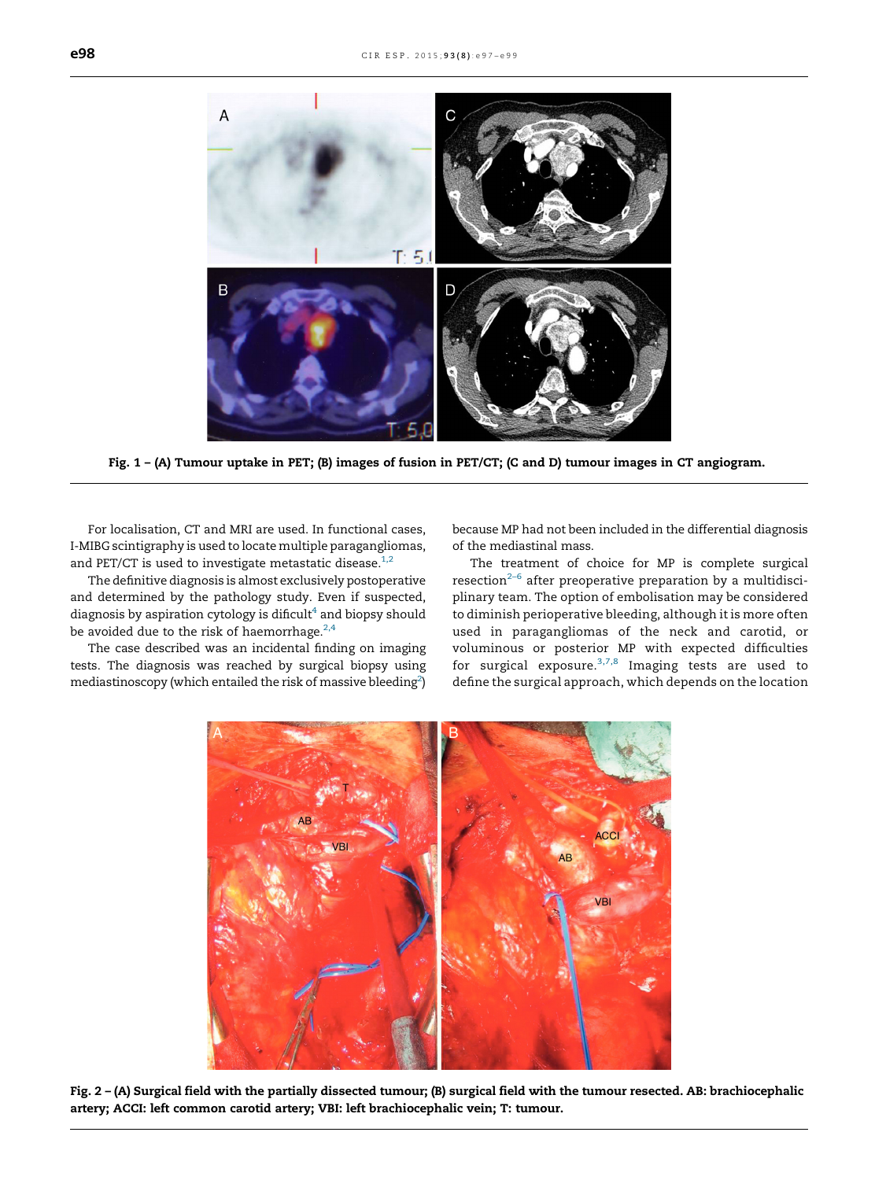Fig. 1 – (A) Tumour uptake in PET; (B) images of fusion in PET/CT; (C and D) tumour images in CT angiogram.

For localisation, CT and MRI are used. In functional cases, I-MIBG scintigraphy is used to locate multiple paragangliomas, and PET/CT is used to investigate metastatic disease.[1,2]

The definitive diagnosis is almost exclusively postoperative and determined by the pathology study. Even if suspected, diagnosis by aspiration cytology is dificult[4] and biopsy should be avoided due to the risk of haemorrhage.[2,4]

The case described was an incidental finding on imaging tests. The diagnosis was reached by surgical biopsy using mediastinoscopy (which entailed the risk of massive bleeding[2]) because MP had not been included in the differential diagnosis of the mediastinal mass.

The treatment of choice for MP is complete surgical resection[2–6] after preoperative preparation by a multidisciplinary team. The option of embolisation may be considered to diminish perioperative bleeding, although it is more often used in paragangliomas of the neck and carotid, or voluminous or posterior MP with expected difficulties for surgical exposure.[3,7,8] Imaging tests are used to define the surgical approach, which depends on the location

Fig. 2 – (A) Surgical field with the partially dissected tumour; (B) surgical field with the tumour resected. AB: brachiocephalic artery; ACCI: left common carotid artery; VBI: left brachiocephalic vein; T: tumour.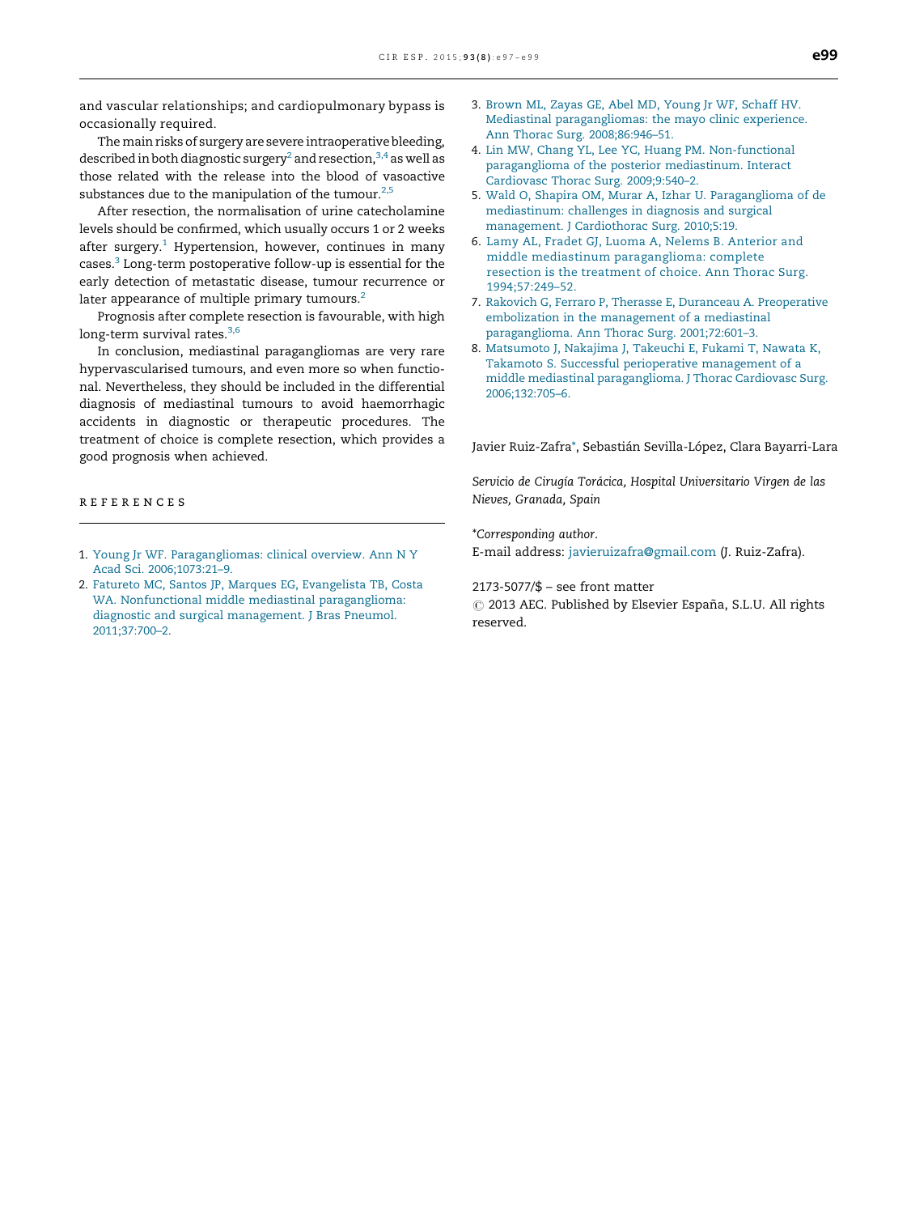and vascular relationships; and cardiopulmonary bypass is occasionally required.

The main risks of surgery are severe intraoperative bleeding, described in both diagnostic surgery[2] and resection,[3,4] as well as those related with the release into the blood of vasoactive substances due to the manipulation of the tumour.[2,5]

After resection, the normalisation of urine catecholamine levels should be confirmed, which usually occurs 1 or 2 weeks after surgery.[1] Hypertension, however, continues in many cases.[3] Long-term postoperative follow-up is essential for the early detection of metastatic disease, tumour recurrence or later appearance of multiple primary tumours.[2]

Prognosis after complete resection is favourable, with high long-term survival rates.[3,6]

In conclusion, mediastinal paragangliomas are very rare hypervascularised tumours, and even more so when functional. Nevertheless, they should be included in the differential diagnosis of mediastinal tumours to avoid haemorrhagic accidents in diagnostic or therapeutic procedures. The treatment of choice is complete resection, which provides a good prognosis when achieved.

## REFERENCES

1. Young Jr WF. Paragangliomas: clinical overview. Ann N Y Acad Sci. 2006;1073:21–9.
2. Fatureto MC, Santos JP, Marques EG, Evangelista TB, Costa WA. Nonfunctional middle mediastinal paraganglioma: diagnostic and surgical management. J Bras Pneumol. 2011;37:700–2.
3. Brown ML, Zayas GE, Abel MD, Young Jr WF, Schaff HV. Mediastinal paragangliomas: the mayo clinic experience. Ann Thorac Surg. 2008;86:946–51.
4. Lin MW, Chang YL, Lee YC, Huang PM. Non-functional paraganglioma of the posterior mediastinum. Interact Cardiovasc Thorac Surg. 2009;9:540–2.
5. Wald O, Shapira OM, Murar A, Izhar U. Paraganglioma of de mediastinum: challenges in diagnosis and surgical management. J Cardiothorac Surg. 2010;5:19.
6. Lamy AL, Fradet GJ, Luoma A, Nelems B. Anterior and middle mediastinum paraganglioma: complete resection is the treatment of choice. Ann Thorac Surg. 1994;57:249–52.
7. Rakovich G, Ferraro P, Therasse E, Duranceau A. Preoperative embolization in the management of a mediastinal paraganglioma. Ann Thorac Surg. 2001;72:601–3.
8. Matsumoto J, Nakajima J, Takeuchi E, Fukami T, Nawata K, Takamoto S. Successful perioperative management of a middle mediastinal paraganglioma. J Thorac Cardiovasc Surg. 2006;132:705–6.

Javier Ruiz-Zafra*, Sebastián Sevilla-López, Clara Bayarri-Lara

*Servicio de Cirugía Torácica, Hospital Universitario Virgen de las Nieves, Granada, Spain*

*Corresponding author.
E-mail address: javieruizafra@gmail.com (J. Ruiz-Zafra).

2173-5077/$ – see front matter
© 2013 AEC. Published by Elsevier España, S.L.U. All rights reserved.